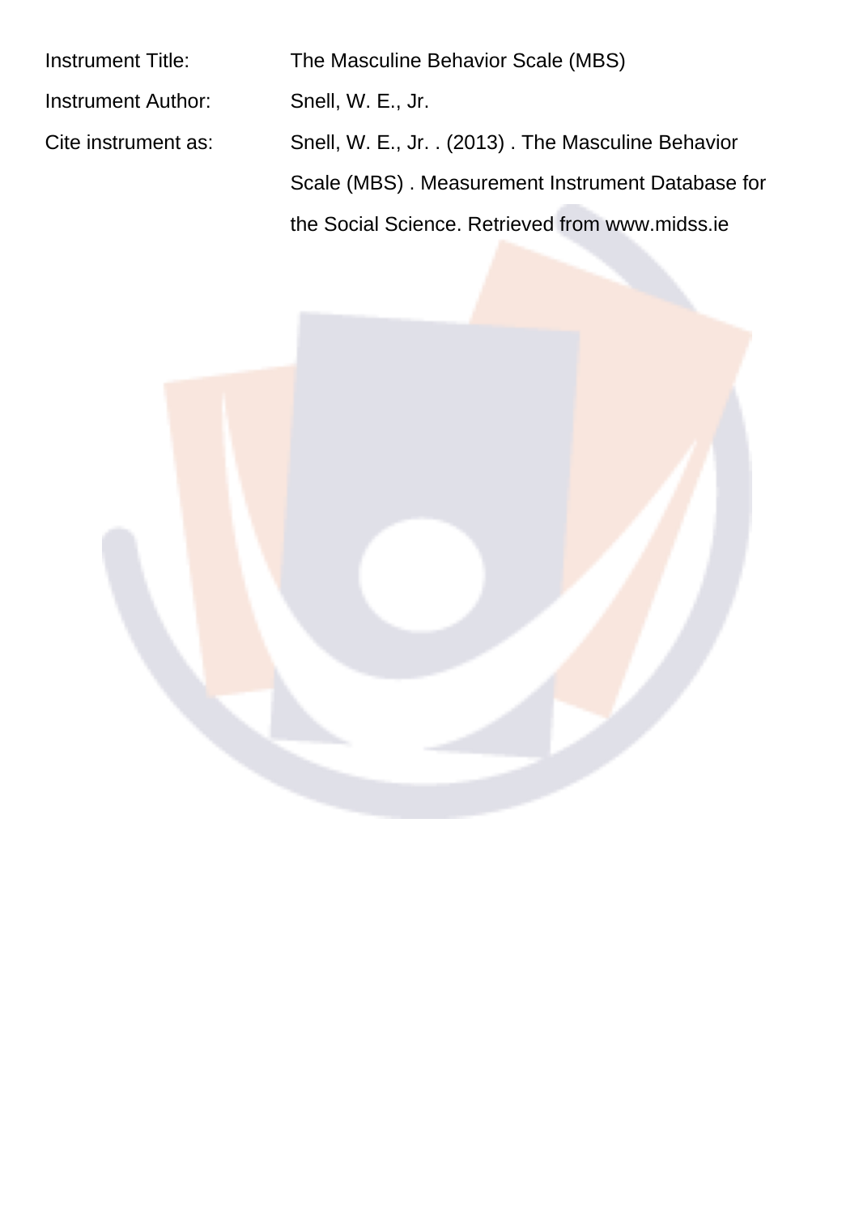| | |
|---|---|
| Instrument Title: | The Masculine Behavior Scale (MBS) |
| Instrument Author: | Snell, W. E., Jr. |
| Cite instrument as: | Snell, W. E., Jr. . (2013) . The Masculine Behavior Scale (MBS) . Measurement Instrument Database for the Social Science. Retrieved from www.midss.ie |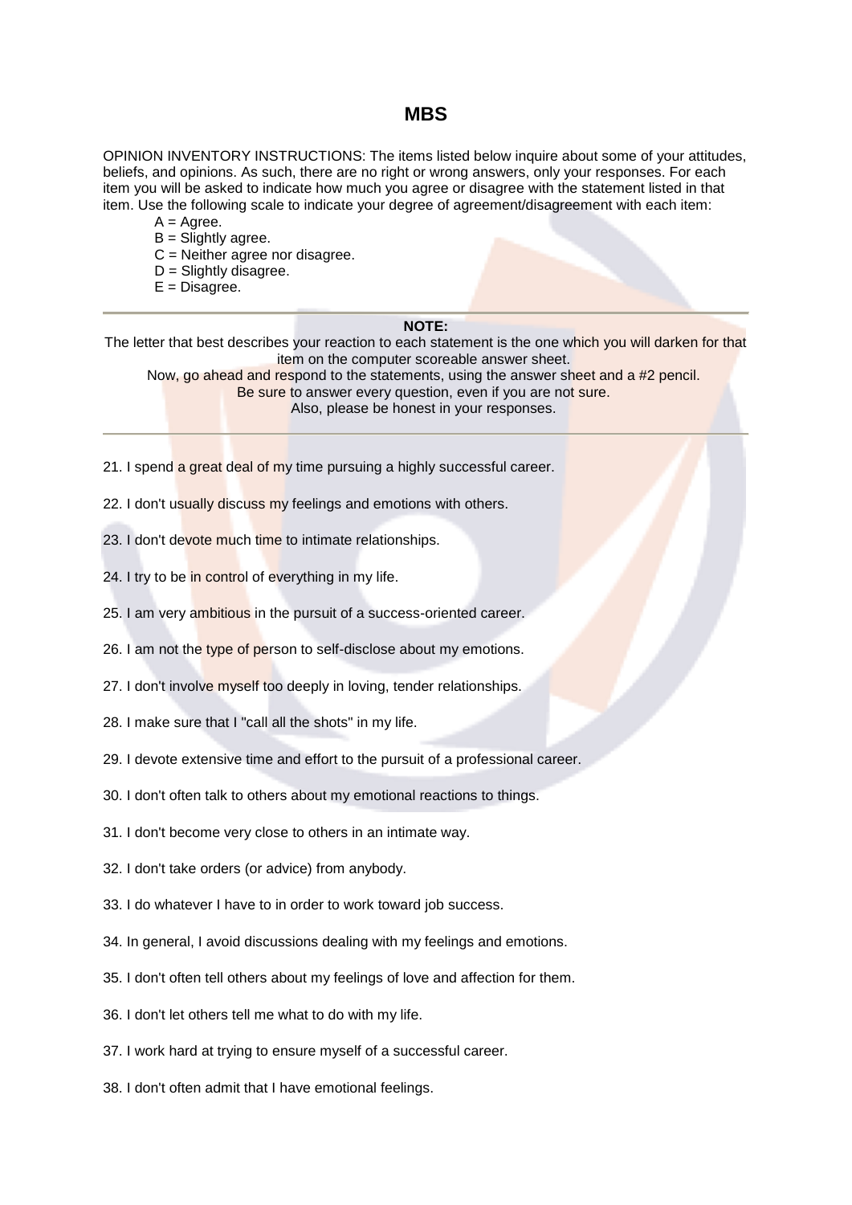# MBS

OPINION INVENTORY INSTRUCTIONS: The items listed below inquire about some of your attitudes, beliefs, and opinions. As such, there are no right or wrong answers, only your responses. For each item you will be asked to indicate how much you agree or disagree with the statement listed in that item. Use the following scale to indicate your degree of agreement/disagreement with each item:

A = Agree.
B = Slightly agree.
C = Neither agree nor disagree.
D = Slightly disagree.
E = Disagree.

---

**NOTE:**

The letter that best describes your reaction to each statement is the one which you will darken for that item on the computer scoreable answer sheet.
Now, go ahead and respond to the statements, using the answer sheet and a #2 pencil.
Be sure to answer every question, even if you are not sure.
Also, please be honest in your responses.

---

21. I spend a great deal of my time pursuing a highly successful career.

22. I don't usually discuss my feelings and emotions with others.

23. I don't devote much time to intimate relationships.

24. I try to be in control of everything in my life.

25. I am very ambitious in the pursuit of a success-oriented career.

26. I am not the type of person to self-disclose about my emotions.

27. I don't involve myself too deeply in loving, tender relationships.

28. I make sure that I "call all the shots" in my life.

29. I devote extensive time and effort to the pursuit of a professional career.

30. I don't often talk to others about my emotional reactions to things.

31. I don't become very close to others in an intimate way.

32. I don't take orders (or advice) from anybody.

33. I do whatever I have to in order to work toward job success.

34. In general, I avoid discussions dealing with my feelings and emotions.

35. I don't often tell others about my feelings of love and affection for them.

36. I don't let others tell me what to do with my life.

37. I work hard at trying to ensure myself of a successful career.

38. I don't often admit that I have emotional feelings.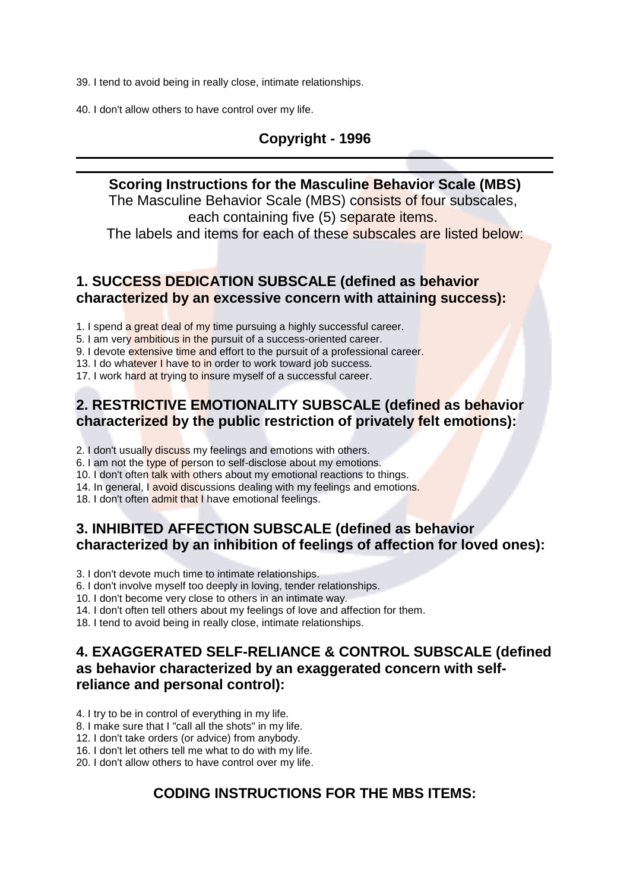39. I tend to avoid being in really close, intimate relationships.

40. I don't allow others to have control over my life.

**Copyright - 1996**

---

## Scoring Instructions for the Masculine Behavior Scale (MBS)

The Masculine Behavior Scale (MBS) consists of four subscales, each containing five (5) separate items.
The labels and items for each of these subscales are listed below:

### 1. SUCCESS DEDICATION SUBSCALE (defined as behavior characterized by an excessive concern with attaining success):

1. I spend a great deal of my time pursuing a highly successful career.
5. I am very ambitious in the pursuit of a success-oriented career.
9. I devote extensive time and effort to the pursuit of a professional career.
13. I do whatever I have to in order to work toward job success.
17. I work hard at trying to insure myself of a successful career.

### 2. RESTRICTIVE EMOTIONALITY SUBSCALE (defined as behavior characterized by the public restriction of privately felt emotions):

2. I don't usually discuss my feelings and emotions with others.
6. I am not the type of person to self-disclose about my emotions.
10. I don't often talk with others about my emotional reactions to things.
14. In general, I avoid discussions dealing with my feelings and emotions.
18. I don't often admit that I have emotional feelings.

### 3. INHIBITED AFFECTION SUBSCALE (defined as behavior characterized by an inhibition of feelings of affection for loved ones):

3. I don't devote much time to intimate relationships.
6. I don't involve myself too deeply in loving, tender relationships.
10. I don't become very close to others in an intimate way.
14. I don't often tell others about my feelings of love and affection for them.
18. I tend to avoid being in really close, intimate relationships.

### 4. EXAGGERATED SELF-RELIANCE & CONTROL SUBSCALE (defined as behavior characterized by an exaggerated concern with self-reliance and personal control):

4. I try to be in control of everything in my life.
8. I make sure that I "call all the shots" in my life.
12. I don't take orders (or advice) from anybody.
16. I don't let others tell me what to do with my life.
20. I don't allow others to have control over my life.

## CODING INSTRUCTIONS FOR THE MBS ITEMS: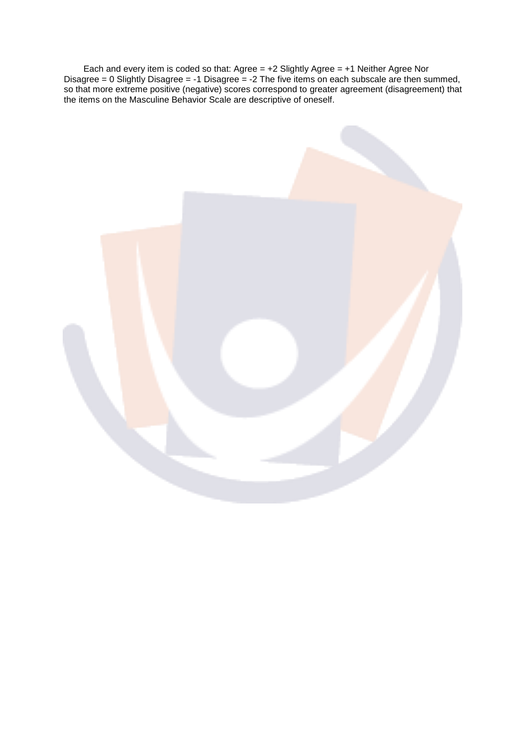Each and every item is coded so that: Agree = +2 Slightly Agree = +1 Neither Agree Nor Disagree = 0 Slightly Disagree = -1 Disagree = -2 The five items on each subscale are then summed, so that more extreme positive (negative) scores correspond to greater agreement (disagreement) that the items on the Masculine Behavior Scale are descriptive of oneself.